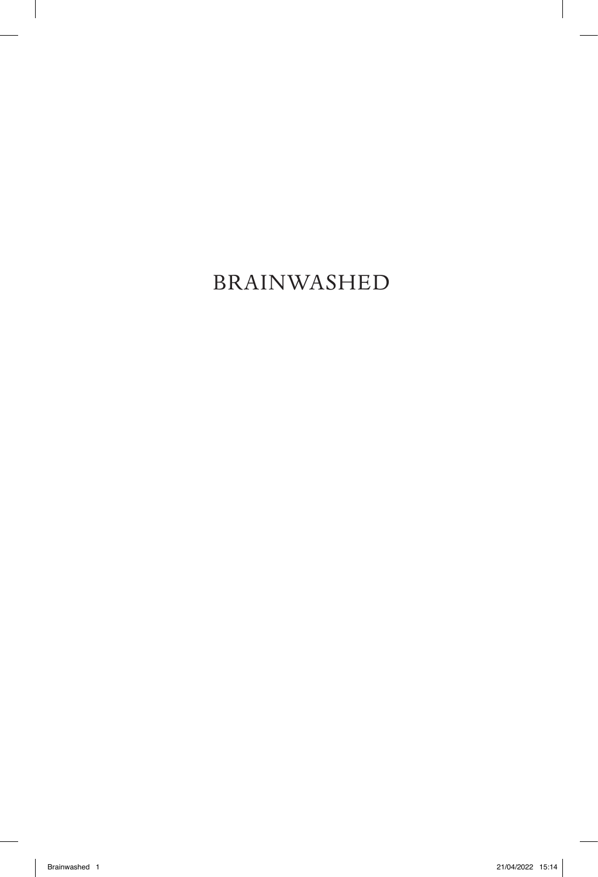# BRAINWASHED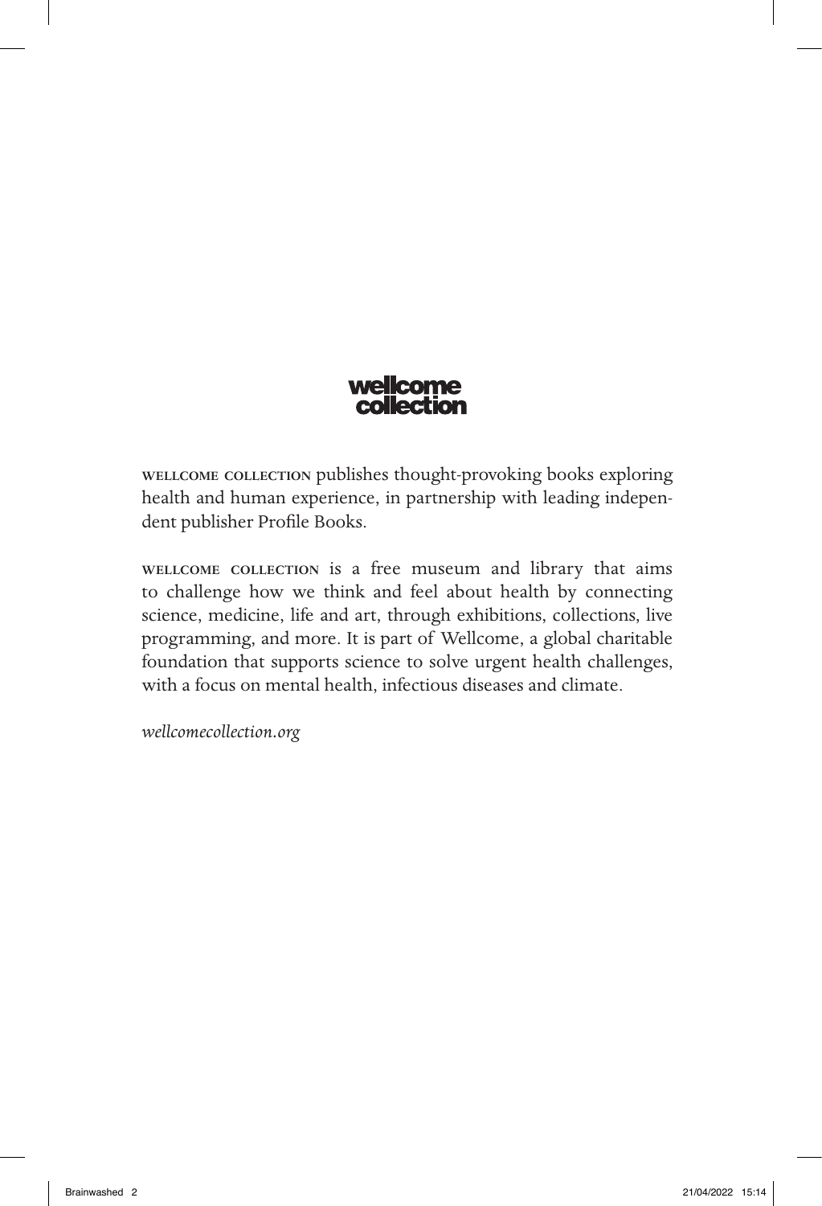wellcome
collection

WELLCOME COLLECTION publishes thought-provoking books exploring health and human experience, in partnership with leading independent publisher Profile Books.

WELLCOME COLLECTION is a free museum and library that aims to challenge how we think and feel about health by connecting science, medicine, life and art, through exhibitions, collections, live programming, and more. It is part of Wellcome, a global charitable foundation that supports science to solve urgent health challenges, with a focus on mental health, infectious diseases and climate.

*wellcomecollection.org*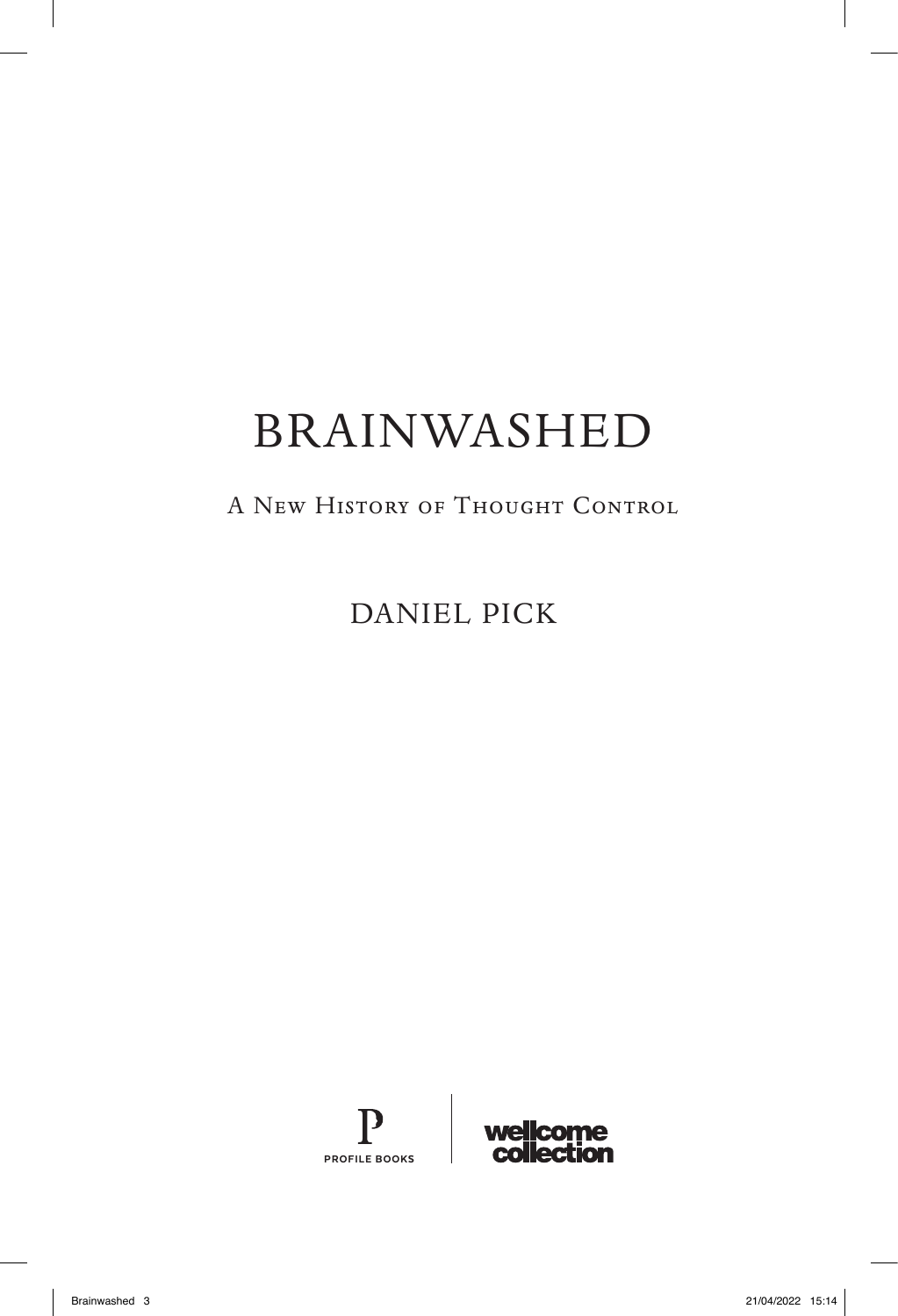# BRAINWASHED

## A New History of Thought Control

DANIEL PICK

PROFILE BOOKS

wellcome collection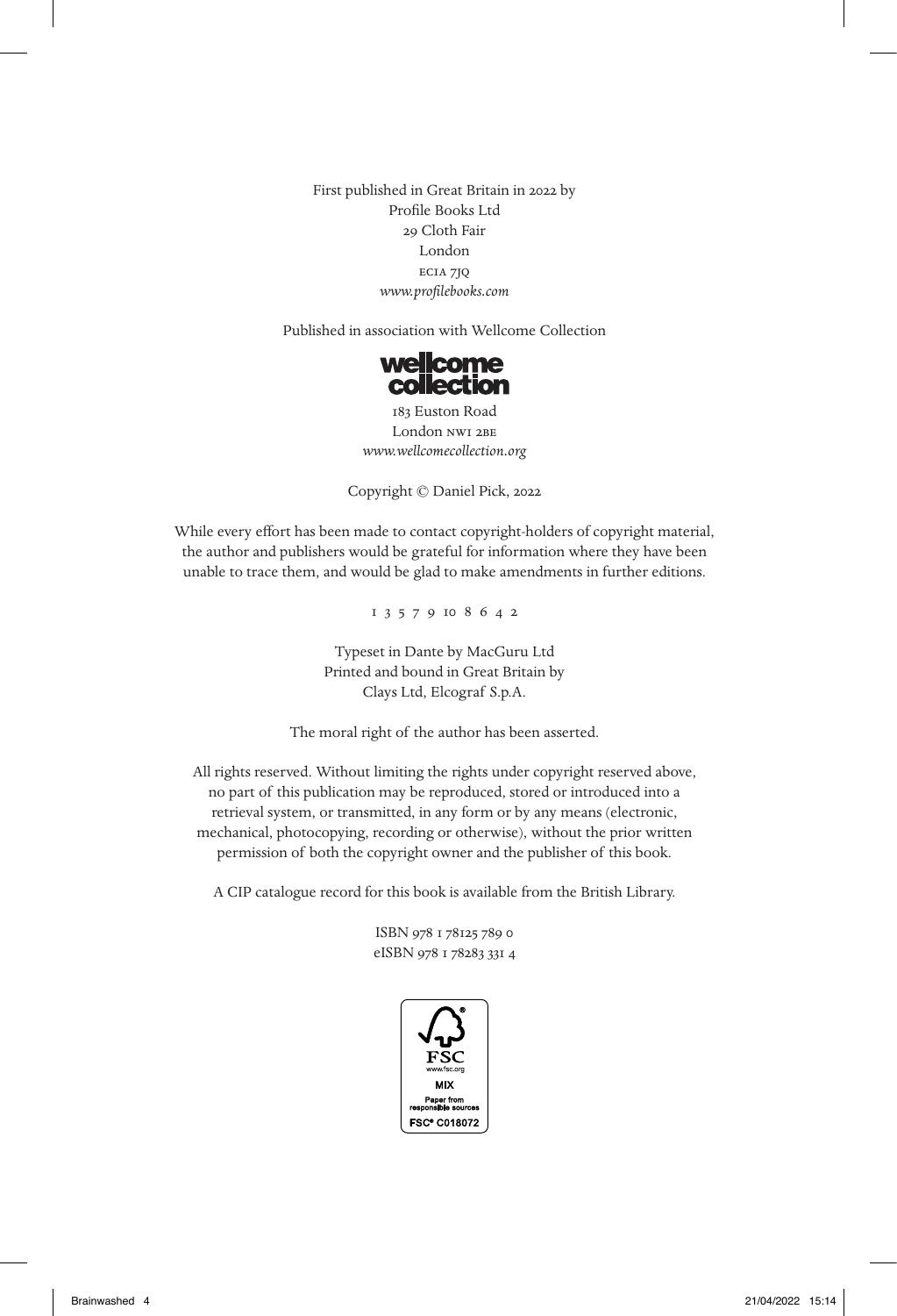First published in Great Britain in 2022 by
Profile Books Ltd
29 Cloth Fair
London
EC1A 7JQ
*www.profilebooks.com*

Published in association with Wellcome Collection

wellcome collection

183 Euston Road
London NW1 2BE
*www.wellcomecollection.org*

Copyright © Daniel Pick, 2022

While every effort has been made to contact copyright-holders of copyright material, the author and publishers would be grateful for information where they have been unable to trace them, and would be glad to make amendments in further editions.

1 3 5 7 9 10 8 6 4 2

Typeset in Dante by MacGuru Ltd
Printed and bound in Great Britain by
Clays Ltd, Elcograf S.p.A.

The moral right of the author has been asserted.

All rights reserved. Without limiting the rights under copyright reserved above, no part of this publication may be reproduced, stored or introduced into a retrieval system, or transmitted, in any form or by any means (electronic, mechanical, photocopying, recording or otherwise), without the prior written permission of both the copyright owner and the publisher of this book.

A CIP catalogue record for this book is available from the British Library.

ISBN 978 1 78125 789 0
eISBN 978 1 78283 331 4

FSC
www.fsc.org
MIX
Paper from responsible sources
FSC® C018072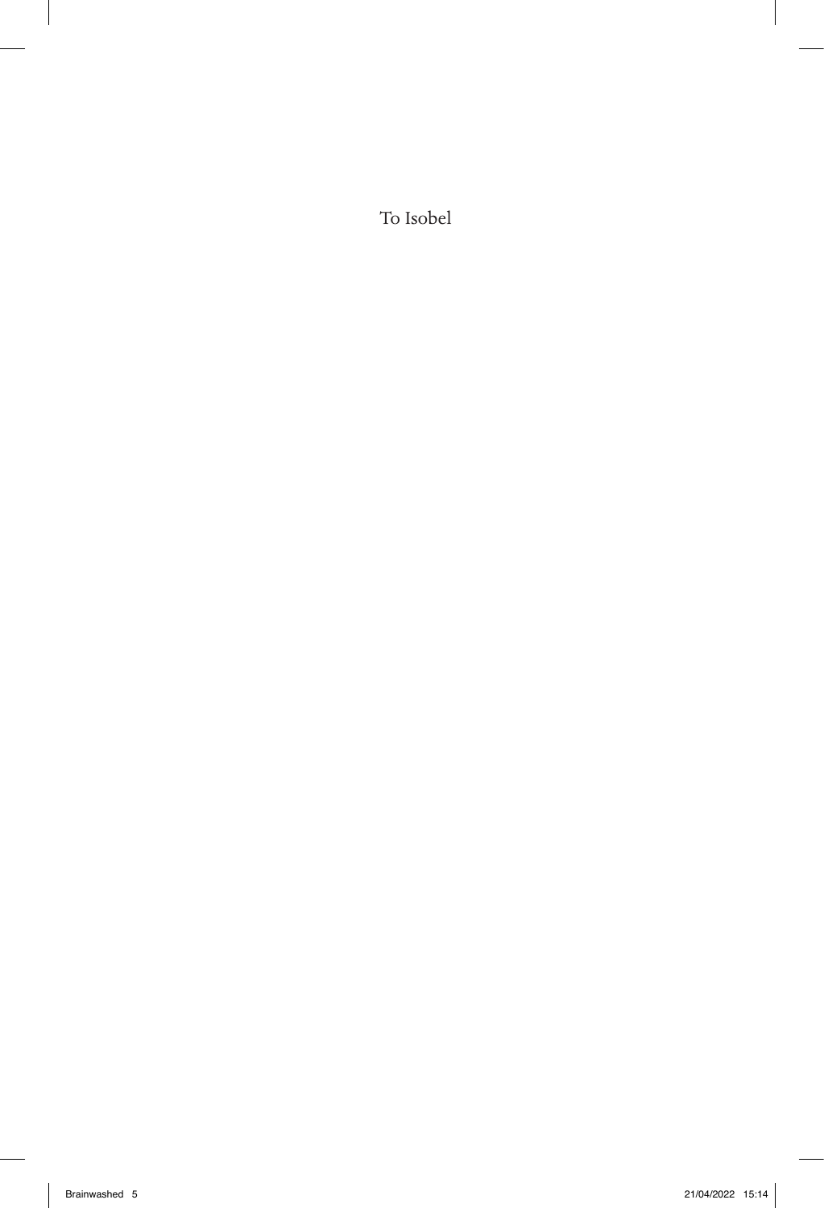To Isobel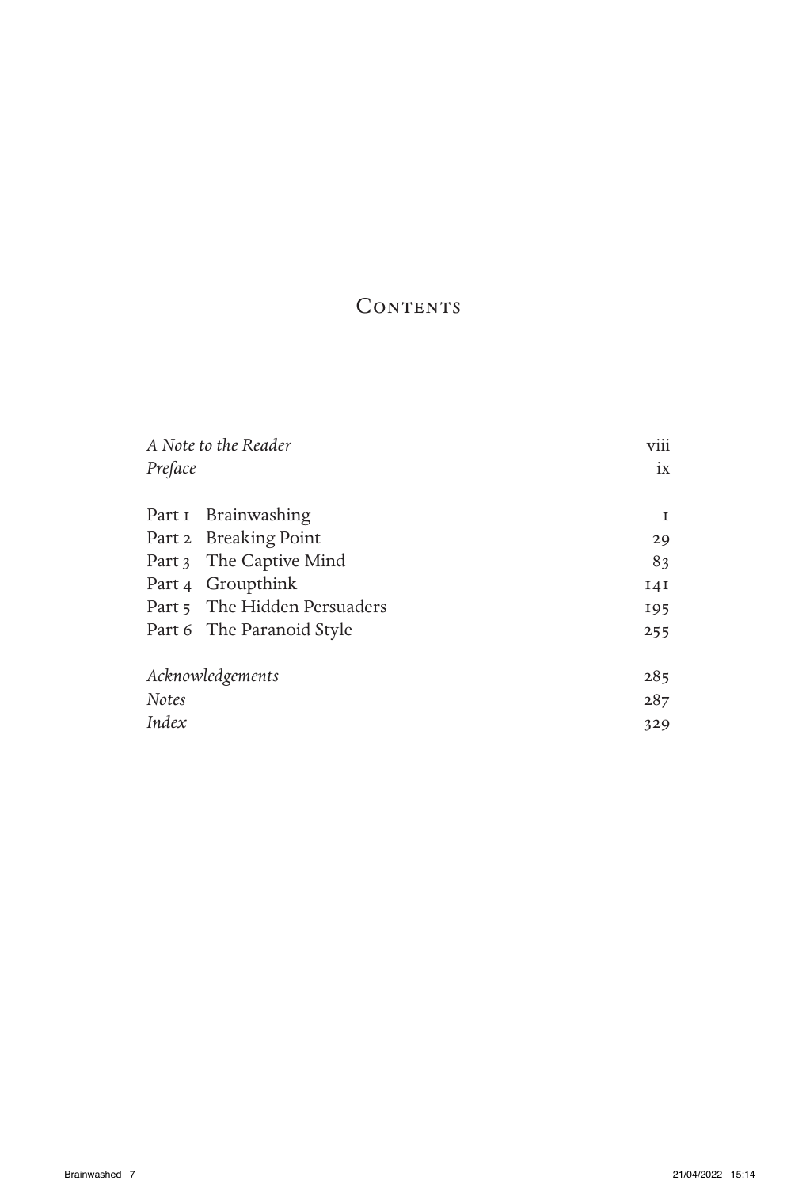# Contents

| | |
|---|---|
| *A Note to the Reader* | viii |
| *Preface* | ix |
| Part 1 Brainwashing | 1 |
| Part 2 Breaking Point | 29 |
| Part 3 The Captive Mind | 83 |
| Part 4 Groupthink | 141 |
| Part 5 The Hidden Persuaders | 195 |
| Part 6 The Paranoid Style | 255 |
| *Acknowledgements* | 285 |
| *Notes* | 287 |
| *Index* | 329 |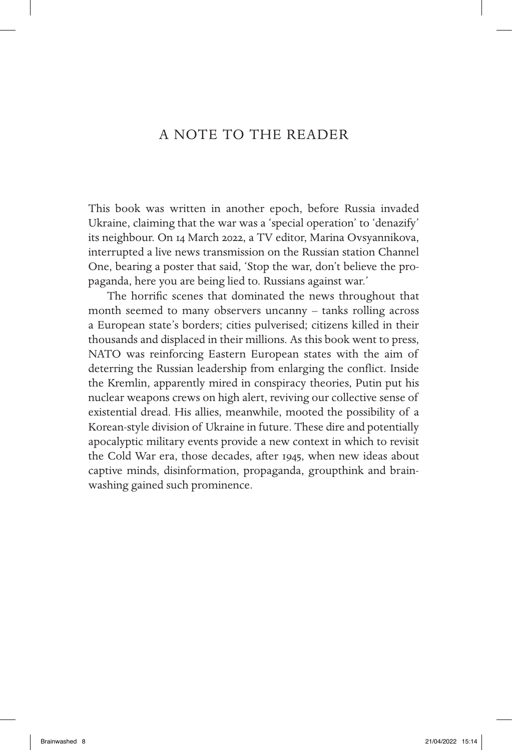# A NOTE TO THE READER

This book was written in another epoch, before Russia invaded Ukraine, claiming that the war was a 'special operation' to 'denazify' its neighbour. On 14 March 2022, a TV editor, Marina Ovsyannikova, interrupted a live news transmission on the Russian station Channel One, bearing a poster that said, 'Stop the war, don't believe the propaganda, here you are being lied to. Russians against war.'

The horrific scenes that dominated the news throughout that month seemed to many observers uncanny – tanks rolling across a European state's borders; cities pulverised; citizens killed in their thousands and displaced in their millions. As this book went to press, NATO was reinforcing Eastern European states with the aim of deterring the Russian leadership from enlarging the conflict. Inside the Kremlin, apparently mired in conspiracy theories, Putin put his nuclear weapons crews on high alert, reviving our collective sense of existential dread. His allies, meanwhile, mooted the possibility of a Korean-style division of Ukraine in future. These dire and potentially apocalyptic military events provide a new context in which to revisit the Cold War era, those decades, after 1945, when new ideas about captive minds, disinformation, propaganda, groupthink and brainwashing gained such prominence.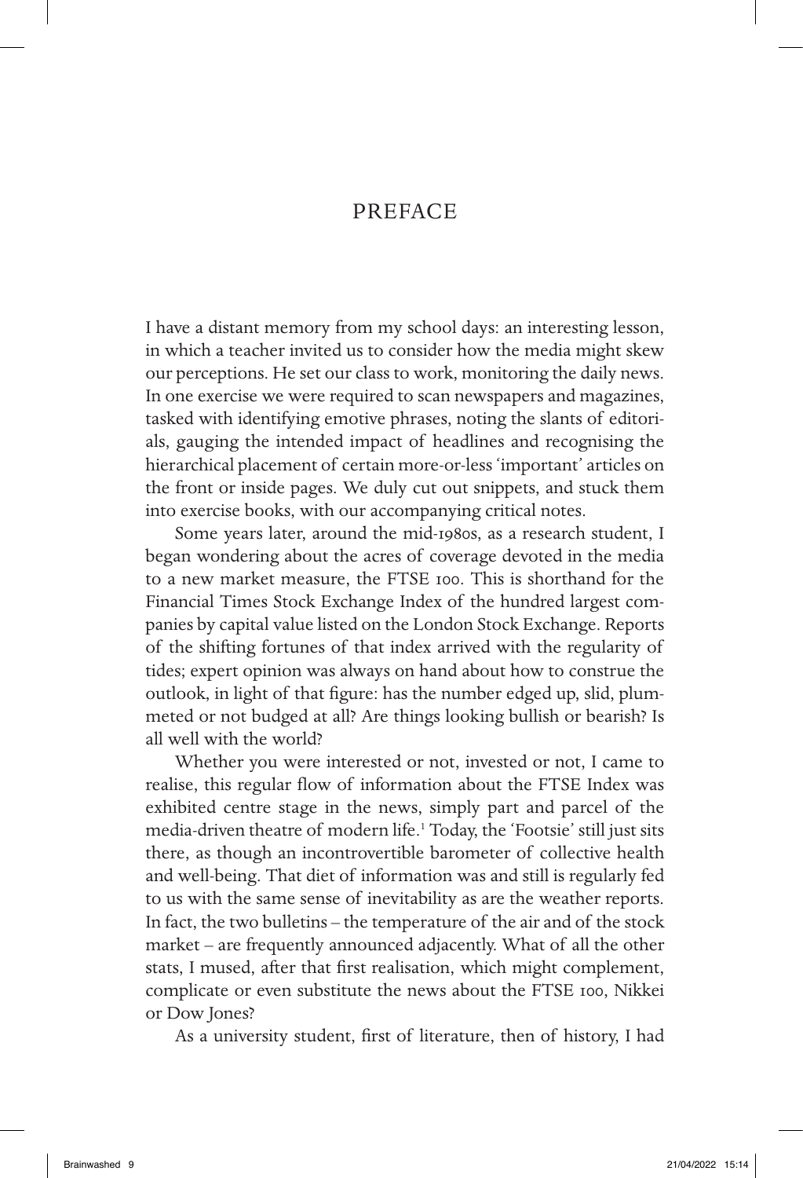# PREFACE

I have a distant memory from my school days: an interesting lesson, in which a teacher invited us to consider how the media might skew our perceptions. He set our class to work, monitoring the daily news. In one exercise we were required to scan newspapers and magazines, tasked with identifying emotive phrases, noting the slants of editorials, gauging the intended impact of headlines and recognising the hierarchical placement of certain more-or-less 'important' articles on the front or inside pages. We duly cut out snippets, and stuck them into exercise books, with our accompanying critical notes.

Some years later, around the mid-1980s, as a research student, I began wondering about the acres of coverage devoted in the media to a new market measure, the FTSE 100. This is shorthand for the Financial Times Stock Exchange Index of the hundred largest companies by capital value listed on the London Stock Exchange. Reports of the shifting fortunes of that index arrived with the regularity of tides; expert opinion was always on hand about how to construe the outlook, in light of that figure: has the number edged up, slid, plummeted or not budged at all? Are things looking bullish or bearish? Is all well with the world?

Whether you were interested or not, invested or not, I came to realise, this regular flow of information about the FTSE Index was exhibited centre stage in the news, simply part and parcel of the media-driven theatre of modern life.[1] Today, the 'Footsie' still just sits there, as though an incontrovertible barometer of collective health and well-being. That diet of information was and still is regularly fed to us with the same sense of inevitability as are the weather reports. In fact, the two bulletins – the temperature of the air and of the stock market – are frequently announced adjacently. What of all the other stats, I mused, after that first realisation, which might complement, complicate or even substitute the news about the FTSE 100, Nikkei or Dow Jones?

As a university student, first of literature, then of history, I had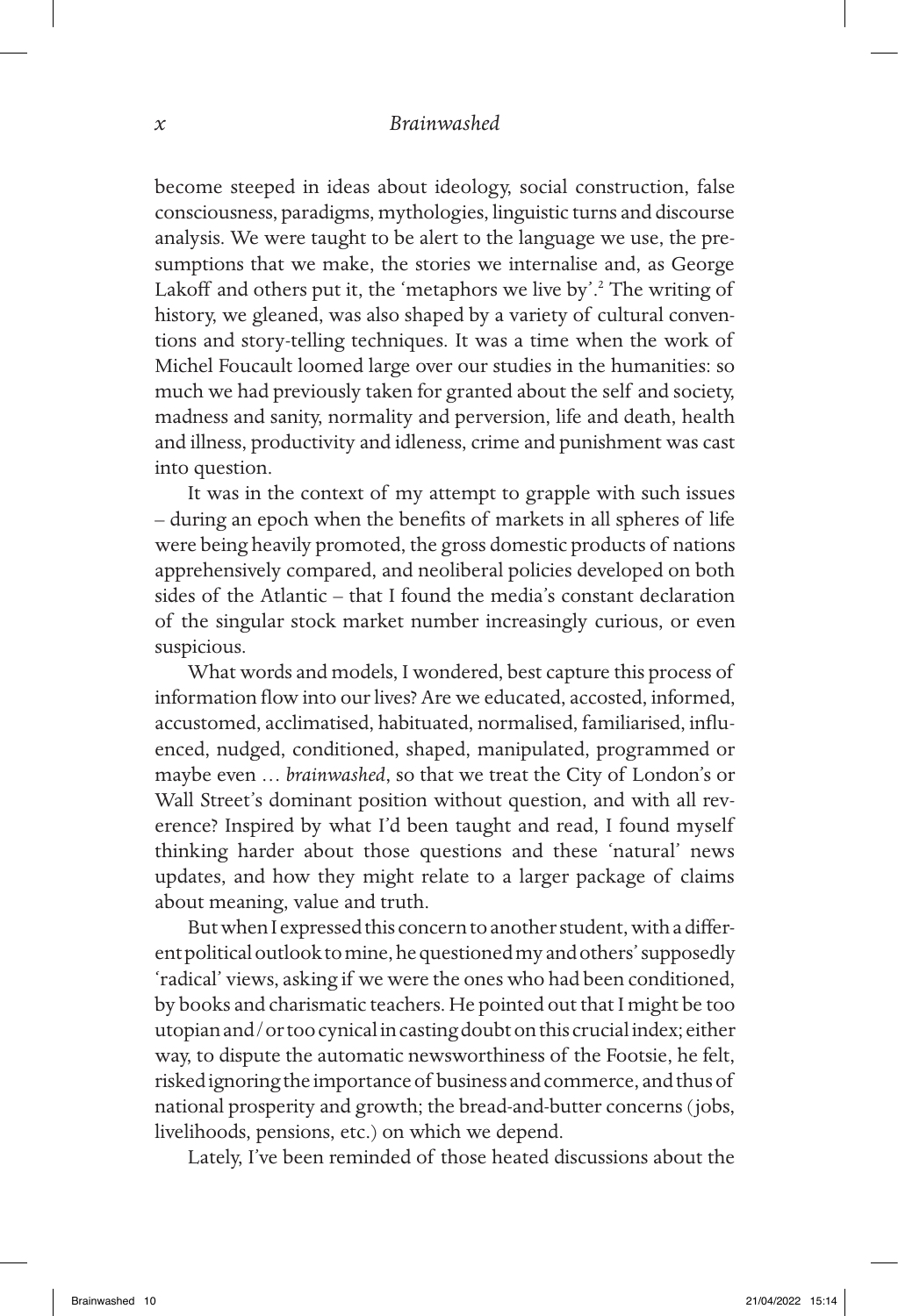become steeped in ideas about ideology, social construction, false consciousness, paradigms, mythologies, linguistic turns and discourse analysis. We were taught to be alert to the language we use, the presumptions that we make, the stories we internalise and, as George Lakoff and others put it, the 'metaphors we live by'.[2] The writing of history, we gleaned, was also shaped by a variety of cultural conventions and story-telling techniques. It was a time when the work of Michel Foucault loomed large over our studies in the humanities: so much we had previously taken for granted about the self and society, madness and sanity, normality and perversion, life and death, health and illness, productivity and idleness, crime and punishment was cast into question.

It was in the context of my attempt to grapple with such issues – during an epoch when the benefits of markets in all spheres of life were being heavily promoted, the gross domestic products of nations apprehensively compared, and neoliberal policies developed on both sides of the Atlantic – that I found the media's constant declaration of the singular stock market number increasingly curious, or even suspicious.

What words and models, I wondered, best capture this process of information flow into our lives? Are we educated, accosted, informed, accustomed, acclimatised, habituated, normalised, familiarised, influenced, nudged, conditioned, shaped, manipulated, programmed or maybe even … *brainwashed*, so that we treat the City of London's or Wall Street's dominant position without question, and with all reverence? Inspired by what I'd been taught and read, I found myself thinking harder about those questions and these 'natural' news updates, and how they might relate to a larger package of claims about meaning, value and truth.

But when I expressed this concern to another student, with a different political outlook to mine, he questioned my and others' supposedly 'radical' views, asking if we were the ones who had been conditioned, by books and charismatic teachers. He pointed out that I might be too utopian and/or too cynical in casting doubt on this crucial index; either way, to dispute the automatic newsworthiness of the Footsie, he felt, risked ignoring the importance of business and commerce, and thus of national prosperity and growth; the bread-and-butter concerns (jobs, livelihoods, pensions, etc.) on which we depend.

Lately, I've been reminded of those heated discussions about the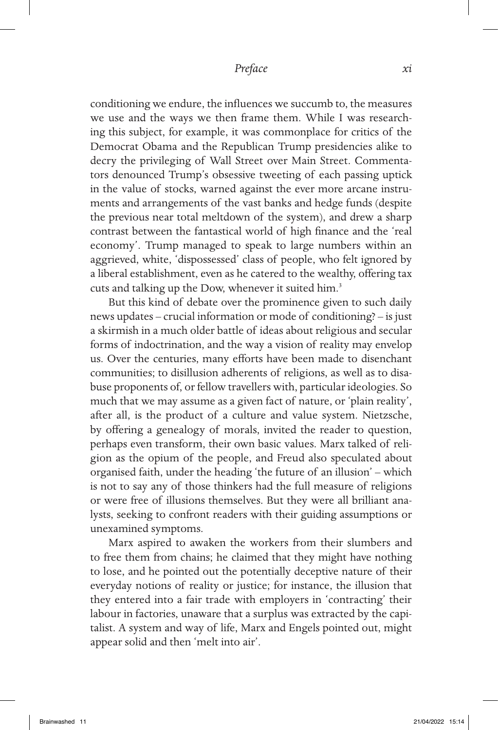conditioning we endure, the influences we succumb to, the measures we use and the ways we then frame them. While I was researching this subject, for example, it was commonplace for critics of the Democrat Obama and the Republican Trump presidencies alike to decry the privileging of Wall Street over Main Street. Commentators denounced Trump's obsessive tweeting of each passing uptick in the value of stocks, warned against the ever more arcane instruments and arrangements of the vast banks and hedge funds (despite the previous near total meltdown of the system), and drew a sharp contrast between the fantastical world of high finance and the 'real economy'. Trump managed to speak to large numbers within an aggrieved, white, 'dispossessed' class of people, who felt ignored by a liberal establishment, even as he catered to the wealthy, offering tax cuts and talking up the Dow, whenever it suited him.[3]

But this kind of debate over the prominence given to such daily news updates – crucial information or mode of conditioning? – is just a skirmish in a much older battle of ideas about religious and secular forms of indoctrination, and the way a vision of reality may envelop us. Over the centuries, many efforts have been made to disenchant communities; to disillusion adherents of religions, as well as to disabuse proponents of, or fellow travellers with, particular ideologies. So much that we may assume as a given fact of nature, or 'plain reality', after all, is the product of a culture and value system. Nietzsche, by offering a genealogy of morals, invited the reader to question, perhaps even transform, their own basic values. Marx talked of religion as the opium of the people, and Freud also speculated about organised faith, under the heading 'the future of an illusion' – which is not to say any of those thinkers had the full measure of religions or were free of illusions themselves. But they were all brilliant analysts, seeking to confront readers with their guiding assumptions or unexamined symptoms.

Marx aspired to awaken the workers from their slumbers and to free them from chains; he claimed that they might have nothing to lose, and he pointed out the potentially deceptive nature of their everyday notions of reality or justice; for instance, the illusion that they entered into a fair trade with employers in 'contracting' their labour in factories, unaware that a surplus was extracted by the capitalist. A system and way of life, Marx and Engels pointed out, might appear solid and then 'melt into air'.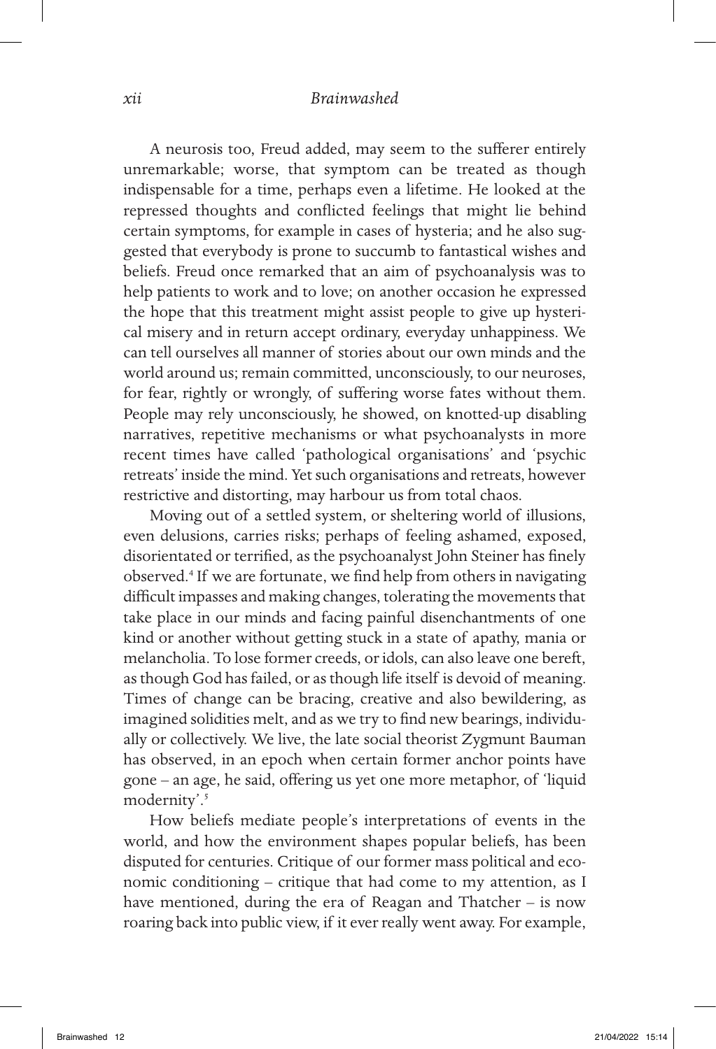A neurosis too, Freud added, may seem to the sufferer entirely unremarkable; worse, that symptom can be treated as though indispensable for a time, perhaps even a lifetime. He looked at the repressed thoughts and conflicted feelings that might lie behind certain symptoms, for example in cases of hysteria; and he also suggested that everybody is prone to succumb to fantastical wishes and beliefs. Freud once remarked that an aim of psychoanalysis was to help patients to work and to love; on another occasion he expressed the hope that this treatment might assist people to give up hysterical misery and in return accept ordinary, everyday unhappiness. We can tell ourselves all manner of stories about our own minds and the world around us; remain committed, unconsciously, to our neuroses, for fear, rightly or wrongly, of suffering worse fates without them. People may rely unconsciously, he showed, on knotted-up disabling narratives, repetitive mechanisms or what psychoanalysts in more recent times have called 'pathological organisations' and 'psychic retreats' inside the mind. Yet such organisations and retreats, however restrictive and distorting, may harbour us from total chaos.

Moving out of a settled system, or sheltering world of illusions, even delusions, carries risks; perhaps of feeling ashamed, exposed, disorientated or terrified, as the psychoanalyst John Steiner has finely observed.[4] If we are fortunate, we find help from others in navigating difficult impasses and making changes, tolerating the movements that take place in our minds and facing painful disenchantments of one kind or another without getting stuck in a state of apathy, mania or melancholia. To lose former creeds, or idols, can also leave one bereft, as though God has failed, or as though life itself is devoid of meaning. Times of change can be bracing, creative and also bewildering, as imagined solidities melt, and as we try to find new bearings, individually or collectively. We live, the late social theorist Zygmunt Bauman has observed, in an epoch when certain former anchor points have gone – an age, he said, offering us yet one more metaphor, of 'liquid modernity'.[5]

How beliefs mediate people's interpretations of events in the world, and how the environment shapes popular beliefs, has been disputed for centuries. Critique of our former mass political and economic conditioning – critique that had come to my attention, as I have mentioned, during the era of Reagan and Thatcher – is now roaring back into public view, if it ever really went away. For example,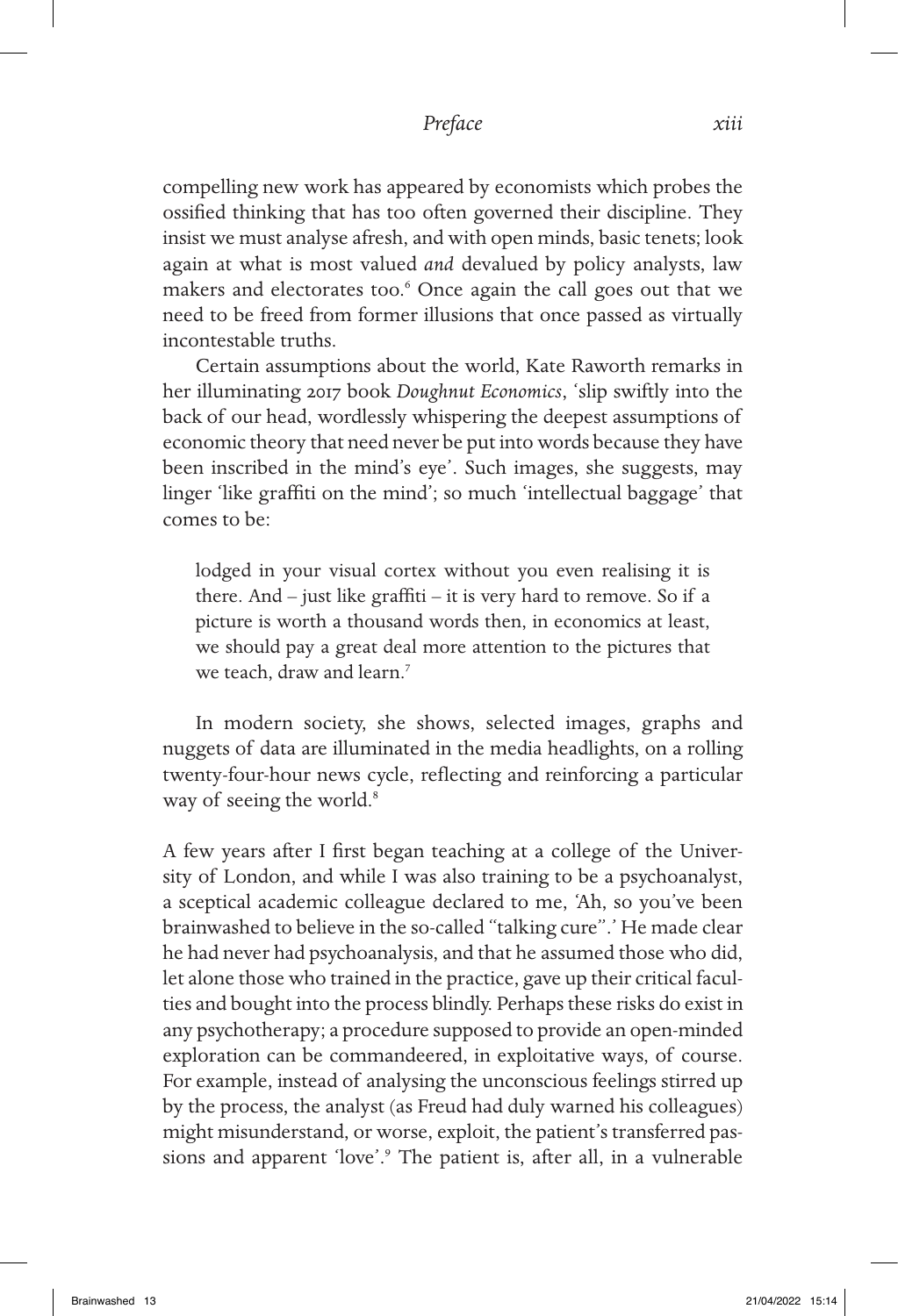compelling new work has appeared by economists which probes the ossified thinking that has too often governed their discipline. They insist we must analyse afresh, and with open minds, basic tenets; look again at what is most valued *and* devalued by policy analysts, law makers and electorates too.[6] Once again the call goes out that we need to be freed from former illusions that once passed as virtually incontestable truths.

Certain assumptions about the world, Kate Raworth remarks in her illuminating 2017 book *Doughnut Economics*, 'slip swiftly into the back of our head, wordlessly whispering the deepest assumptions of economic theory that need never be put into words because they have been inscribed in the mind's eye'. Such images, she suggests, may linger 'like graffiti on the mind'; so much 'intellectual baggage' that comes to be:

> lodged in your visual cortex without you even realising it is there. And – just like graffiti – it is very hard to remove. So if a picture is worth a thousand words then, in economics at least, we should pay a great deal more attention to the pictures that we teach, draw and learn.[7]

In modern society, she shows, selected images, graphs and nuggets of data are illuminated in the media headlights, on a rolling twenty-four-hour news cycle, reflecting and reinforcing a particular way of seeing the world.[8]

A few years after I first began teaching at a college of the University of London, and while I was also training to be a psychoanalyst, a sceptical academic colleague declared to me, 'Ah, so you've been brainwashed to believe in the so-called "talking cure".' He made clear he had never had psychoanalysis, and that he assumed those who did, let alone those who trained in the practice, gave up their critical faculties and bought into the process blindly. Perhaps these risks do exist in any psychotherapy; a procedure supposed to provide an open-minded exploration can be commandeered, in exploitative ways, of course. For example, instead of analysing the unconscious feelings stirred up by the process, the analyst (as Freud had duly warned his colleagues) might misunderstand, or worse, exploit, the patient's transferred passions and apparent 'love'.[9] The patient is, after all, in a vulnerable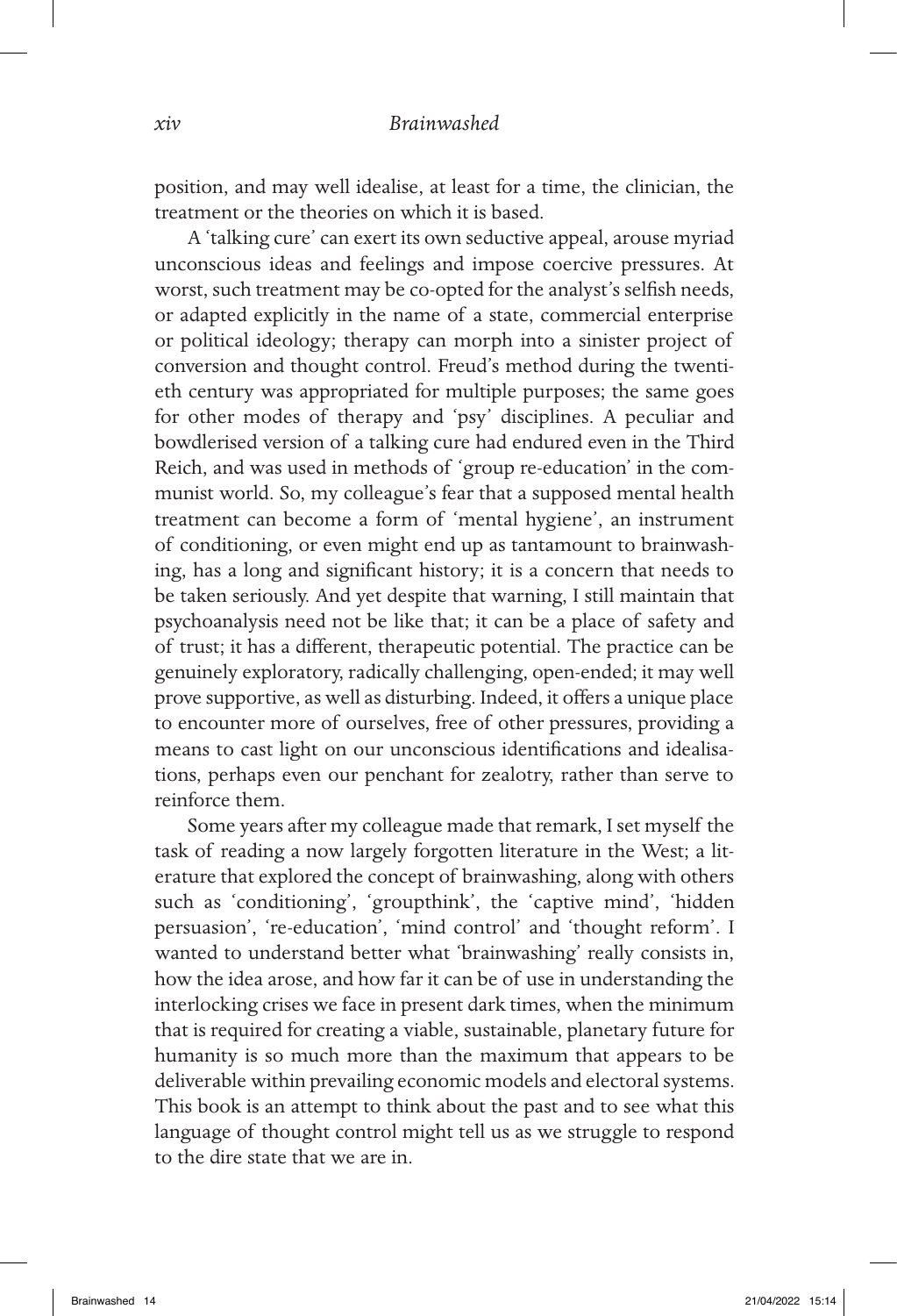position, and may well idealise, at least for a time, the clinician, the treatment or the theories on which it is based.

A 'talking cure' can exert its own seductive appeal, arouse myriad unconscious ideas and feelings and impose coercive pressures. At worst, such treatment may be co-opted for the analyst's selfish needs, or adapted explicitly in the name of a state, commercial enterprise or political ideology; therapy can morph into a sinister project of conversion and thought control. Freud's method during the twentieth century was appropriated for multiple purposes; the same goes for other modes of therapy and 'psy' disciplines. A peculiar and bowdlerised version of a talking cure had endured even in the Third Reich, and was used in methods of 'group re-education' in the communist world. So, my colleague's fear that a supposed mental health treatment can become a form of 'mental hygiene', an instrument of conditioning, or even might end up as tantamount to brainwashing, has a long and significant history; it is a concern that needs to be taken seriously. And yet despite that warning, I still maintain that psychoanalysis need not be like that; it can be a place of safety and of trust; it has a different, therapeutic potential. The practice can be genuinely exploratory, radically challenging, open-ended; it may well prove supportive, as well as disturbing. Indeed, it offers a unique place to encounter more of ourselves, free of other pressures, providing a means to cast light on our unconscious identifications and idealisations, perhaps even our penchant for zealotry, rather than serve to reinforce them.

Some years after my colleague made that remark, I set myself the task of reading a now largely forgotten literature in the West; a literature that explored the concept of brainwashing, along with others such as 'conditioning', 'groupthink', the 'captive mind', 'hidden persuasion', 're-education', 'mind control' and 'thought reform'. I wanted to understand better what 'brainwashing' really consists in, how the idea arose, and how far it can be of use in understanding the interlocking crises we face in present dark times, when the minimum that is required for creating a viable, sustainable, planetary future for humanity is so much more than the maximum that appears to be deliverable within prevailing economic models and electoral systems. This book is an attempt to think about the past and to see what this language of thought control might tell us as we struggle to respond to the dire state that we are in.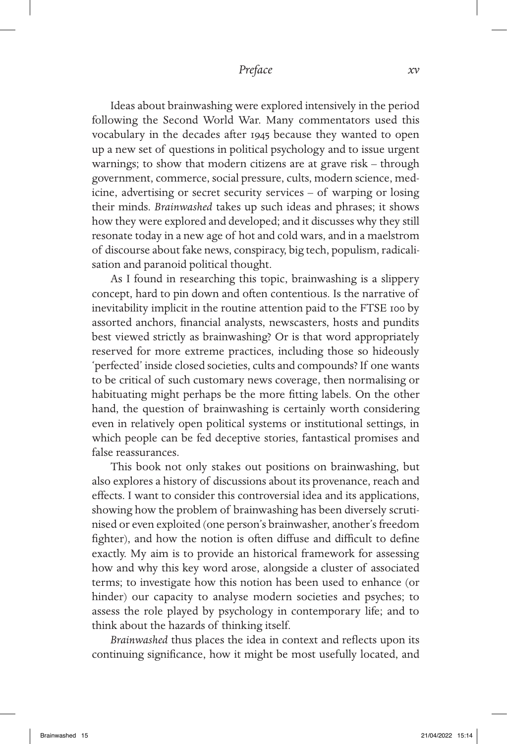Ideas about brainwashing were explored intensively in the period following the Second World War. Many commentators used this vocabulary in the decades after 1945 because they wanted to open up a new set of questions in political psychology and to issue urgent warnings; to show that modern citizens are at grave risk – through government, commerce, social pressure, cults, modern science, medicine, advertising or secret security services – of warping or losing their minds. *Brainwashed* takes up such ideas and phrases; it shows how they were explored and developed; and it discusses why they still resonate today in a new age of hot and cold wars, and in a maelstrom of discourse about fake news, conspiracy, big tech, populism, radicalisation and paranoid political thought.

As I found in researching this topic, brainwashing is a slippery concept, hard to pin down and often contentious. Is the narrative of inevitability implicit in the routine attention paid to the FTSE 100 by assorted anchors, financial analysts, newscasters, hosts and pundits best viewed strictly as brainwashing? Or is that word appropriately reserved for more extreme practices, including those so hideously 'perfected' inside closed societies, cults and compounds? If one wants to be critical of such customary news coverage, then normalising or habituating might perhaps be the more fitting labels. On the other hand, the question of brainwashing is certainly worth considering even in relatively open political systems or institutional settings, in which people can be fed deceptive stories, fantastical promises and false reassurances.

This book not only stakes out positions on brainwashing, but also explores a history of discussions about its provenance, reach and effects. I want to consider this controversial idea and its applications, showing how the problem of brainwashing has been diversely scrutinised or even exploited (one person's brainwasher, another's freedom fighter), and how the notion is often diffuse and difficult to define exactly. My aim is to provide an historical framework for assessing how and why this key word arose, alongside a cluster of associated terms; to investigate how this notion has been used to enhance (or hinder) our capacity to analyse modern societies and psyches; to assess the role played by psychology in contemporary life; and to think about the hazards of thinking itself.

*Brainwashed* thus places the idea in context and reflects upon its continuing significance, how it might be most usefully located, and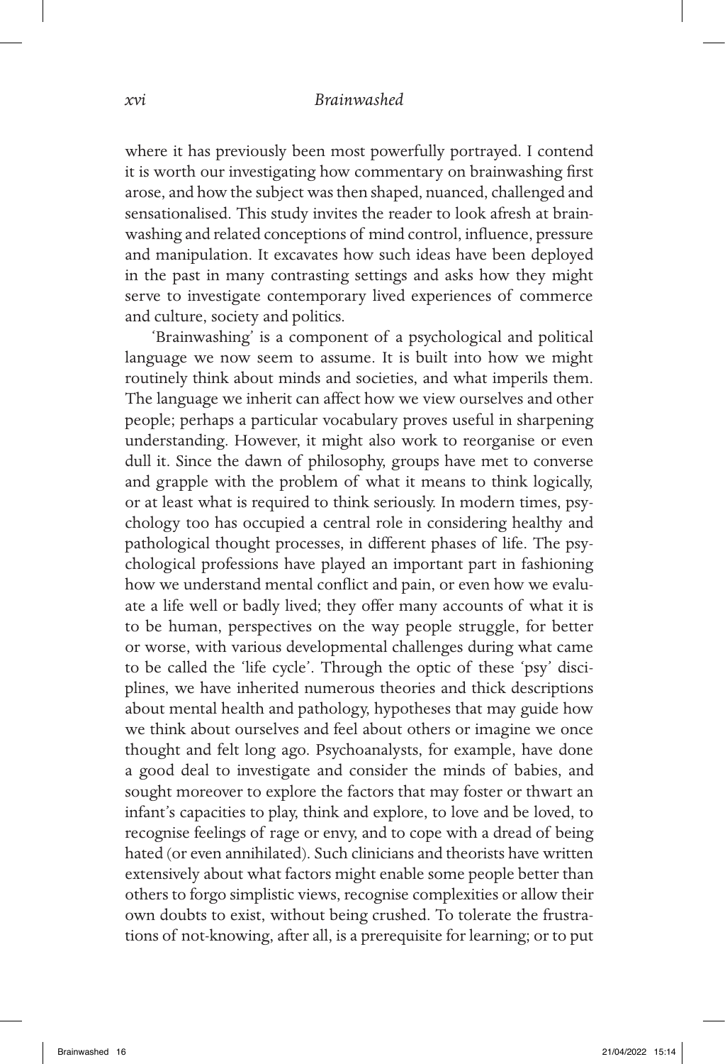where it has previously been most powerfully portrayed. I contend it is worth our investigating how commentary on brainwashing first arose, and how the subject was then shaped, nuanced, challenged and sensationalised. This study invites the reader to look afresh at brainwashing and related conceptions of mind control, influence, pressure and manipulation. It excavates how such ideas have been deployed in the past in many contrasting settings and asks how they might serve to investigate contemporary lived experiences of commerce and culture, society and politics.

'Brainwashing' is a component of a psychological and political language we now seem to assume. It is built into how we might routinely think about minds and societies, and what imperils them. The language we inherit can affect how we view ourselves and other people; perhaps a particular vocabulary proves useful in sharpening understanding. However, it might also work to reorganise or even dull it. Since the dawn of philosophy, groups have met to converse and grapple with the problem of what it means to think logically, or at least what is required to think seriously. In modern times, psychology too has occupied a central role in considering healthy and pathological thought processes, in different phases of life. The psychological professions have played an important part in fashioning how we understand mental conflict and pain, or even how we evaluate a life well or badly lived; they offer many accounts of what it is to be human, perspectives on the way people struggle, for better or worse, with various developmental challenges during what came to be called the 'life cycle'. Through the optic of these 'psy' disciplines, we have inherited numerous theories and thick descriptions about mental health and pathology, hypotheses that may guide how we think about ourselves and feel about others or imagine we once thought and felt long ago. Psychoanalysts, for example, have done a good deal to investigate and consider the minds of babies, and sought moreover to explore the factors that may foster or thwart an infant's capacities to play, think and explore, to love and be loved, to recognise feelings of rage or envy, and to cope with a dread of being hated (or even annihilated). Such clinicians and theorists have written extensively about what factors might enable some people better than others to forgo simplistic views, recognise complexities or allow their own doubts to exist, without being crushed. To tolerate the frustrations of not-knowing, after all, is a prerequisite for learning; or to put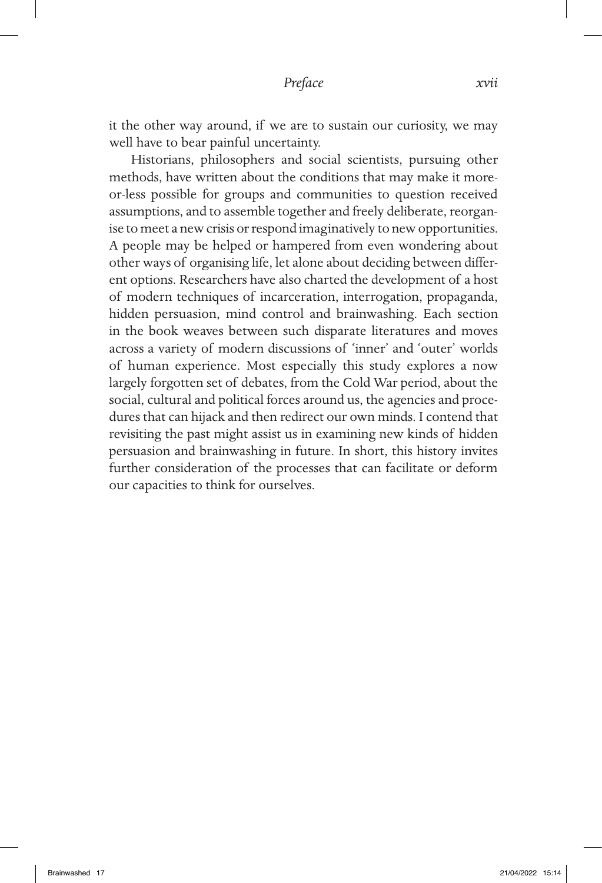it the other way around, if we are to sustain our curiosity, we may well have to bear painful uncertainty.

Historians, philosophers and social scientists, pursuing other methods, have written about the conditions that may make it more-or-less possible for groups and communities to question received assumptions, and to assemble together and freely deliberate, reorganise to meet a new crisis or respond imaginatively to new opportunities. A people may be helped or hampered from even wondering about other ways of organising life, let alone about deciding between different options. Researchers have also charted the development of a host of modern techniques of incarceration, interrogation, propaganda, hidden persuasion, mind control and brainwashing. Each section in the book weaves between such disparate literatures and moves across a variety of modern discussions of 'inner' and 'outer' worlds of human experience. Most especially this study explores a now largely forgotten set of debates, from the Cold War period, about the social, cultural and political forces around us, the agencies and procedures that can hijack and then redirect our own minds. I contend that revisiting the past might assist us in examining new kinds of hidden persuasion and brainwashing in future. In short, this history invites further consideration of the processes that can facilitate or deform our capacities to think for ourselves.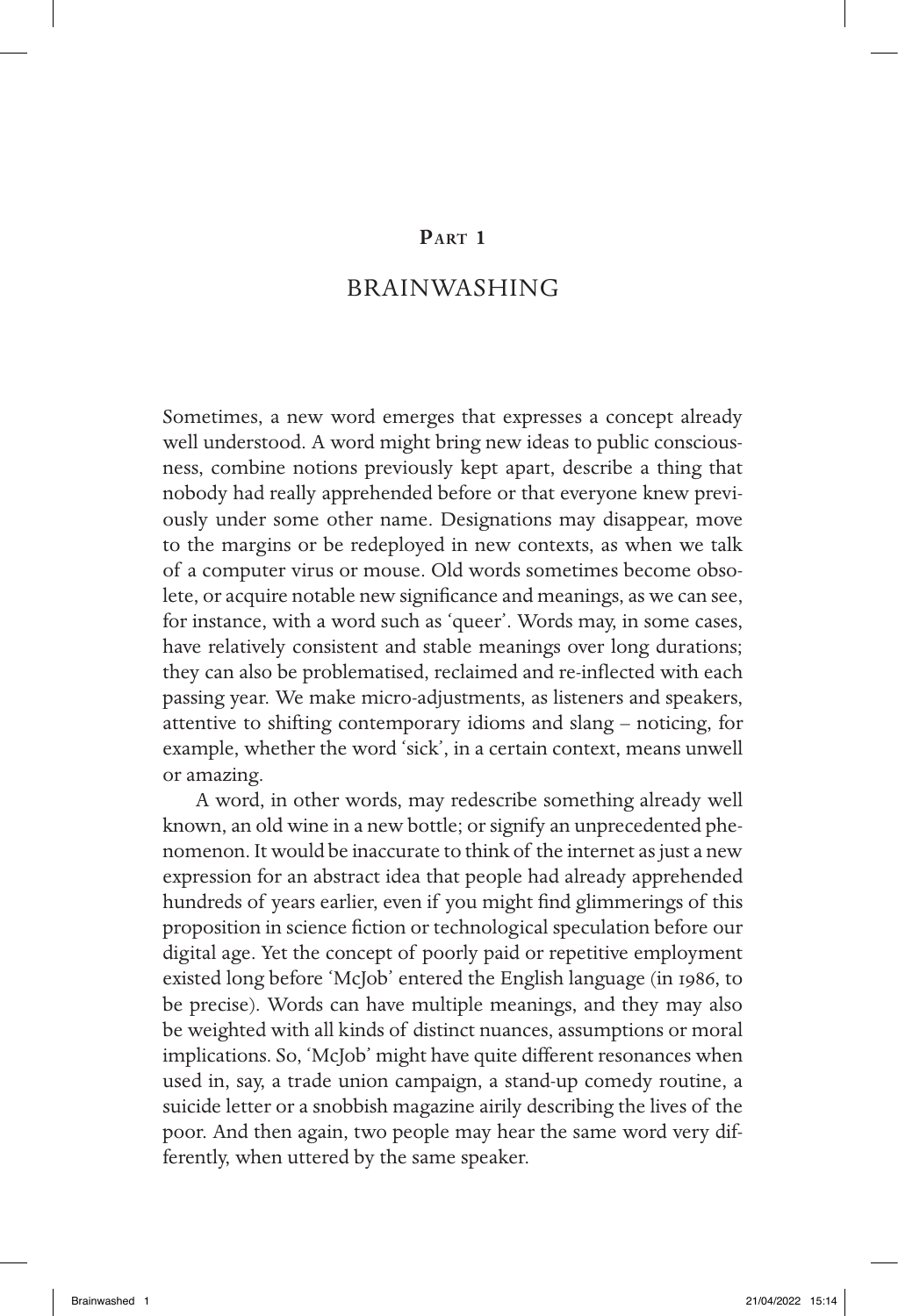# Part 1

## BRAINWASHING

Sometimes, a new word emerges that expresses a concept already well understood. A word might bring new ideas to public consciousness, combine notions previously kept apart, describe a thing that nobody had really apprehended before or that everyone knew previously under some other name. Designations may disappear, move to the margins or be redeployed in new contexts, as when we talk of a computer virus or mouse. Old words sometimes become obsolete, or acquire notable new significance and meanings, as we can see, for instance, with a word such as 'queer'. Words may, in some cases, have relatively consistent and stable meanings over long durations; they can also be problematised, reclaimed and re-inflected with each passing year. We make micro-adjustments, as listeners and speakers, attentive to shifting contemporary idioms and slang – noticing, for example, whether the word 'sick', in a certain context, means unwell or amazing.

A word, in other words, may redescribe something already well known, an old wine in a new bottle; or signify an unprecedented phenomenon. It would be inaccurate to think of the internet as just a new expression for an abstract idea that people had already apprehended hundreds of years earlier, even if you might find glimmerings of this proposition in science fiction or technological speculation before our digital age. Yet the concept of poorly paid or repetitive employment existed long before 'McJob' entered the English language (in 1986, to be precise). Words can have multiple meanings, and they may also be weighted with all kinds of distinct nuances, assumptions or moral implications. So, 'McJob' might have quite different resonances when used in, say, a trade union campaign, a stand-up comedy routine, a suicide letter or a snobbish magazine airily describing the lives of the poor. And then again, two people may hear the same word very differently, when uttered by the same speaker.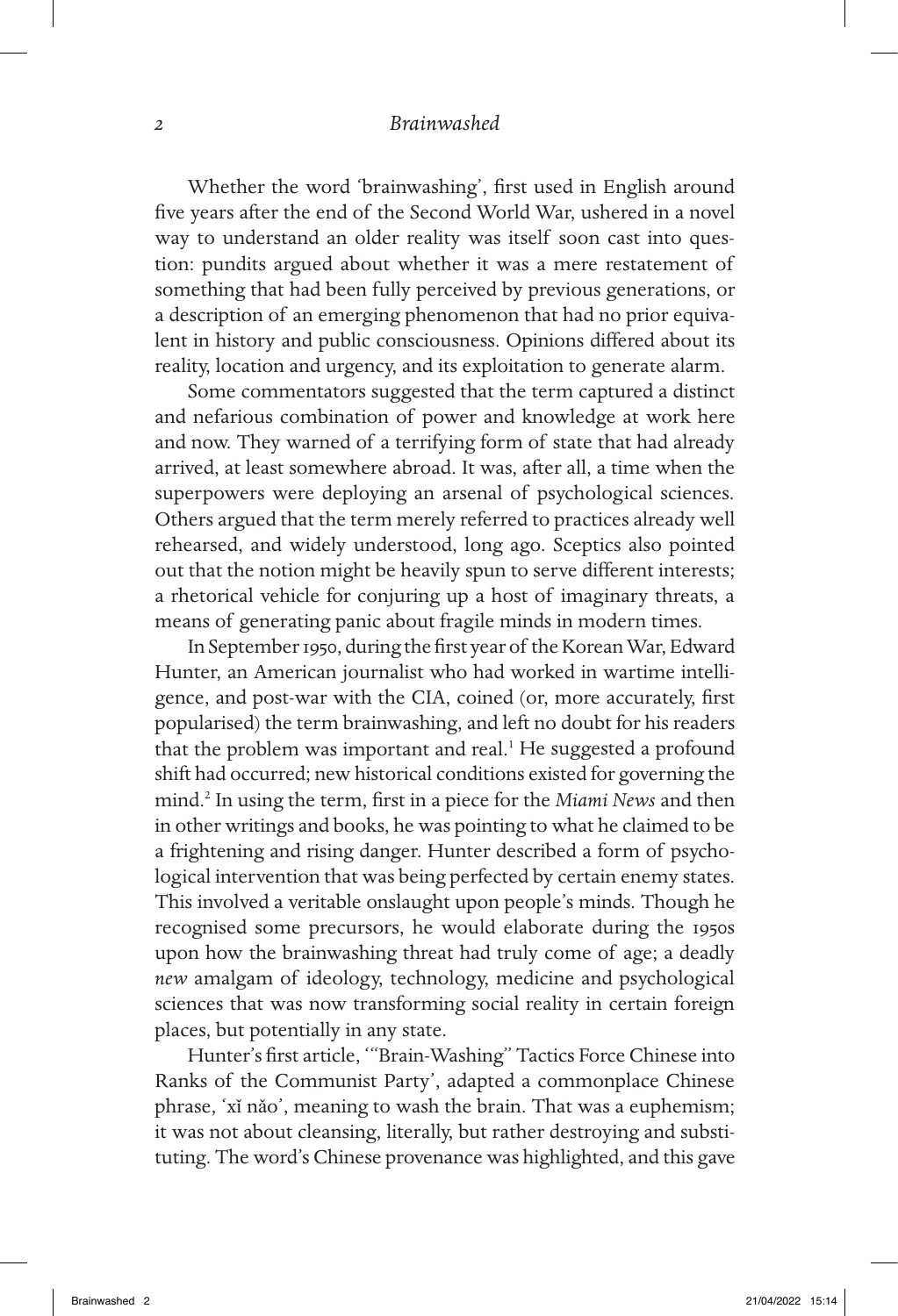Whether the word 'brainwashing', first used in English around five years after the end of the Second World War, ushered in a novel way to understand an older reality was itself soon cast into question: pundits argued about whether it was a mere restatement of something that had been fully perceived by previous generations, or a description of an emerging phenomenon that had no prior equivalent in history and public consciousness. Opinions differed about its reality, location and urgency, and its exploitation to generate alarm.

Some commentators suggested that the term captured a distinct and nefarious combination of power and knowledge at work here and now. They warned of a terrifying form of state that had already arrived, at least somewhere abroad. It was, after all, a time when the superpowers were deploying an arsenal of psychological sciences. Others argued that the term merely referred to practices already well rehearsed, and widely understood, long ago. Sceptics also pointed out that the notion might be heavily spun to serve different interests; a rhetorical vehicle for conjuring up a host of imaginary threats, a means of generating panic about fragile minds in modern times.

In September 1950, during the first year of the Korean War, Edward Hunter, an American journalist who had worked in wartime intelligence, and post-war with the CIA, coined (or, more accurately, first popularised) the term brainwashing, and left no doubt for his readers that the problem was important and real.[1] He suggested a profound shift had occurred; new historical conditions existed for governing the mind.[2] In using the term, first in a piece for the *Miami News* and then in other writings and books, he was pointing to what he claimed to be a frightening and rising danger. Hunter described a form of psychological intervention that was being perfected by certain enemy states. This involved a veritable onslaught upon people's minds. Though he recognised some precursors, he would elaborate during the 1950s upon how the brainwashing threat had truly come of age; a deadly *new* amalgam of ideology, technology, medicine and psychological sciences that was now transforming social reality in certain foreign places, but potentially in any state.

Hunter's first article, '"Brain-Washing" Tactics Force Chinese into Ranks of the Communist Party', adapted a commonplace Chinese phrase, 'xǐ nǎo', meaning to wash the brain. That was a euphemism; it was not about cleansing, literally, but rather destroying and substituting. The word's Chinese provenance was highlighted, and this gave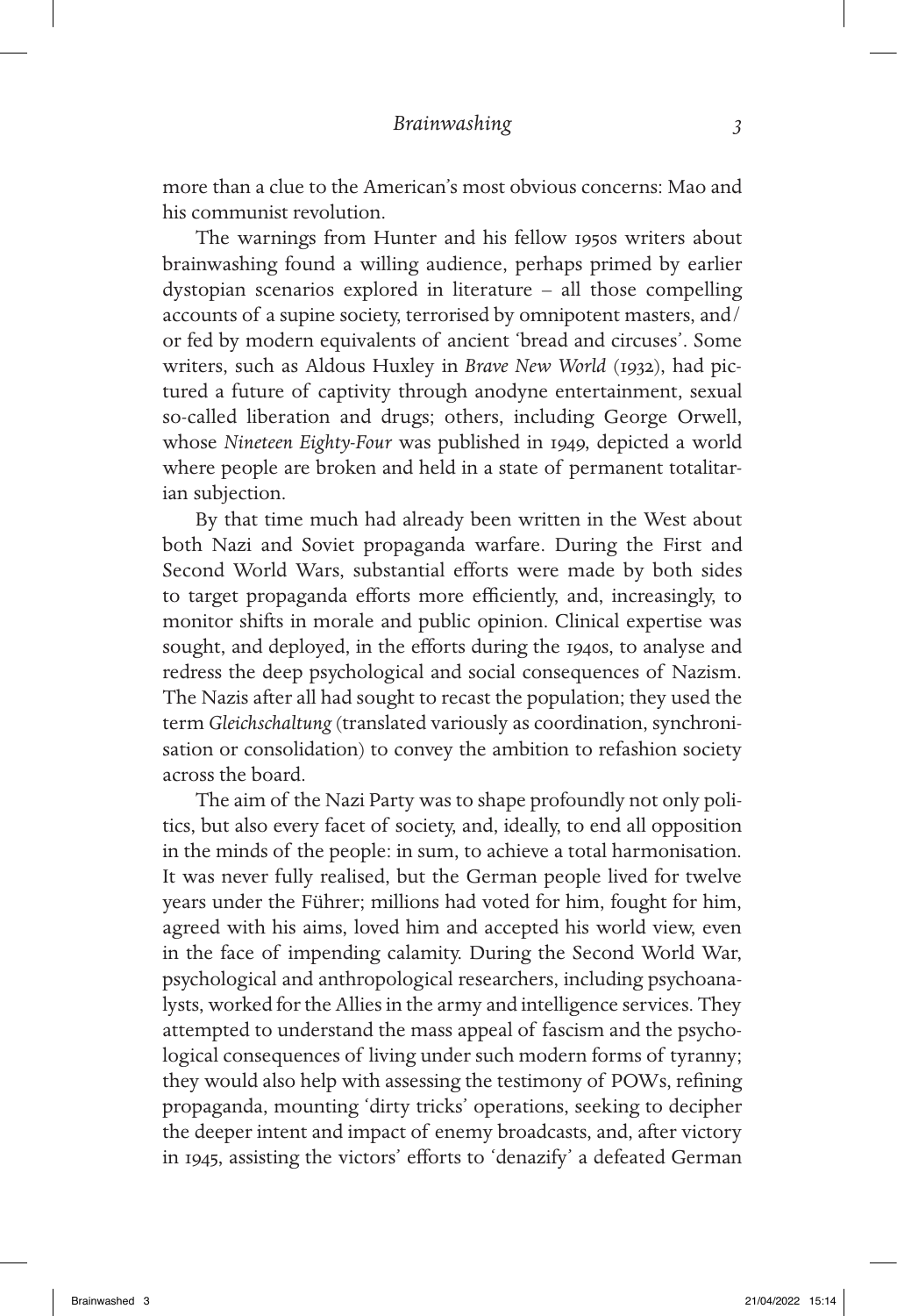more than a clue to the American's most obvious concerns: Mao and his communist revolution.

The warnings from Hunter and his fellow 1950s writers about brainwashing found a willing audience, perhaps primed by earlier dystopian scenarios explored in literature – all those compelling accounts of a supine society, terrorised by omnipotent masters, and/or fed by modern equivalents of ancient 'bread and circuses'. Some writers, such as Aldous Huxley in *Brave New World* (1932), had pictured a future of captivity through anodyne entertainment, sexual so-called liberation and drugs; others, including George Orwell, whose *Nineteen Eighty-Four* was published in 1949, depicted a world where people are broken and held in a state of permanent totalitarian subjection.

By that time much had already been written in the West about both Nazi and Soviet propaganda warfare. During the First and Second World Wars, substantial efforts were made by both sides to target propaganda efforts more efficiently, and, increasingly, to monitor shifts in morale and public opinion. Clinical expertise was sought, and deployed, in the efforts during the 1940s, to analyse and redress the deep psychological and social consequences of Nazism. The Nazis after all had sought to recast the population; they used the term *Gleichschaltung* (translated variously as coordination, synchronisation or consolidation) to convey the ambition to refashion society across the board.

The aim of the Nazi Party was to shape profoundly not only politics, but also every facet of society, and, ideally, to end all opposition in the minds of the people: in sum, to achieve a total harmonisation. It was never fully realised, but the German people lived for twelve years under the Führer; millions had voted for him, fought for him, agreed with his aims, loved him and accepted his world view, even in the face of impending calamity. During the Second World War, psychological and anthropological researchers, including psychoanalysts, worked for the Allies in the army and intelligence services. They attempted to understand the mass appeal of fascism and the psychological consequences of living under such modern forms of tyranny; they would also help with assessing the testimony of POWs, refining propaganda, mounting 'dirty tricks' operations, seeking to decipher the deeper intent and impact of enemy broadcasts, and, after victory in 1945, assisting the victors' efforts to 'denazify' a defeated German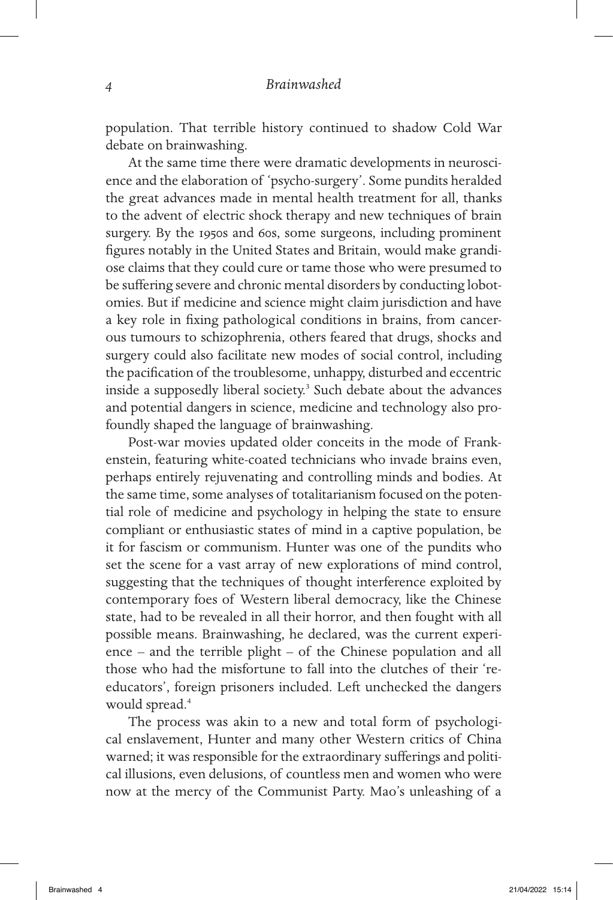population. That terrible history continued to shadow Cold War debate on brainwashing.

At the same time there were dramatic developments in neuroscience and the elaboration of 'psycho-surgery'. Some pundits heralded the great advances made in mental health treatment for all, thanks to the advent of electric shock therapy and new techniques of brain surgery. By the 1950s and 60s, some surgeons, including prominent figures notably in the United States and Britain, would make grandiose claims that they could cure or tame those who were presumed to be suffering severe and chronic mental disorders by conducting lobotomies. But if medicine and science might claim jurisdiction and have a key role in fixing pathological conditions in brains, from cancerous tumours to schizophrenia, others feared that drugs, shocks and surgery could also facilitate new modes of social control, including the pacification of the troublesome, unhappy, disturbed and eccentric inside a supposedly liberal society.[3] Such debate about the advances and potential dangers in science, medicine and technology also profoundly shaped the language of brainwashing.

Post-war movies updated older conceits in the mode of Frankenstein, featuring white-coated technicians who invade brains even, perhaps entirely rejuvenating and controlling minds and bodies. At the same time, some analyses of totalitarianism focused on the potential role of medicine and psychology in helping the state to ensure compliant or enthusiastic states of mind in a captive population, be it for fascism or communism. Hunter was one of the pundits who set the scene for a vast array of new explorations of mind control, suggesting that the techniques of thought interference exploited by contemporary foes of Western liberal democracy, like the Chinese state, had to be revealed in all their horror, and then fought with all possible means. Brainwashing, he declared, was the current experience – and the terrible plight – of the Chinese population and all those who had the misfortune to fall into the clutches of their 're-educators', foreign prisoners included. Left unchecked the dangers would spread.[4]

The process was akin to a new and total form of psychological enslavement, Hunter and many other Western critics of China warned; it was responsible for the extraordinary sufferings and political illusions, even delusions, of countless men and women who were now at the mercy of the Communist Party. Mao's unleashing of a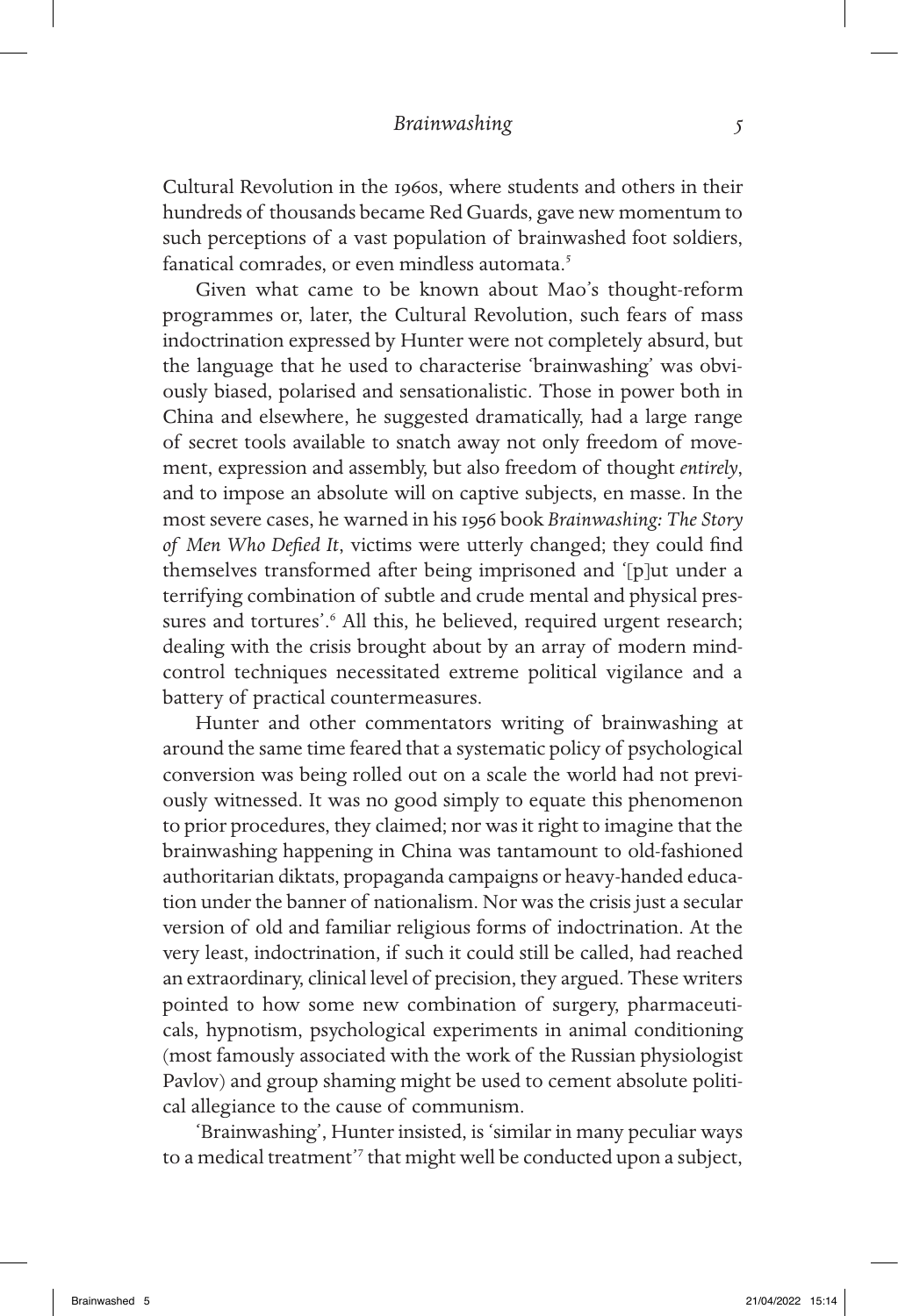Cultural Revolution in the 1960s, where students and others in their hundreds of thousands became Red Guards, gave new momentum to such perceptions of a vast population of brainwashed foot soldiers, fanatical comrades, or even mindless automata.[5]

Given what came to be known about Mao's thought-reform programmes or, later, the Cultural Revolution, such fears of mass indoctrination expressed by Hunter were not completely absurd, but the language that he used to characterise 'brainwashing' was obviously biased, polarised and sensationalistic. Those in power both in China and elsewhere, he suggested dramatically, had a large range of secret tools available to snatch away not only freedom of movement, expression and assembly, but also freedom of thought *entirely*, and to impose an absolute will on captive subjects, en masse. In the most severe cases, he warned in his 1956 book *Brainwashing: The Story of Men Who Defied It*, victims were utterly changed; they could find themselves transformed after being imprisoned and '[p]ut under a terrifying combination of subtle and crude mental and physical pressures and tortures'.[6] All this, he believed, required urgent research; dealing with the crisis brought about by an array of modern mind-control techniques necessitated extreme political vigilance and a battery of practical countermeasures.

Hunter and other commentators writing of brainwashing at around the same time feared that a systematic policy of psychological conversion was being rolled out on a scale the world had not previously witnessed. It was no good simply to equate this phenomenon to prior procedures, they claimed; nor was it right to imagine that the brainwashing happening in China was tantamount to old-fashioned authoritarian diktats, propaganda campaigns or heavy-handed education under the banner of nationalism. Nor was the crisis just a secular version of old and familiar religious forms of indoctrination. At the very least, indoctrination, if such it could still be called, had reached an extraordinary, clinical level of precision, they argued. These writers pointed to how some new combination of surgery, pharmaceuticals, hypnotism, psychological experiments in animal conditioning (most famously associated with the work of the Russian physiologist Pavlov) and group shaming might be used to cement absolute political allegiance to the cause of communism.

'Brainwashing', Hunter insisted, is 'similar in many peculiar ways to a medical treatment'[7] that might well be conducted upon a subject,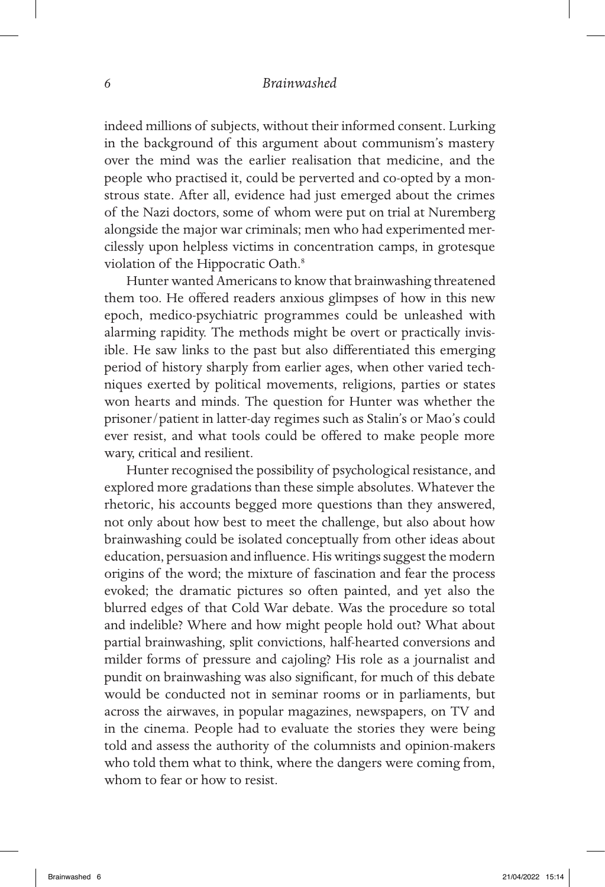indeed millions of subjects, without their informed consent. Lurking in the background of this argument about communism's mastery over the mind was the earlier realisation that medicine, and the people who practised it, could be perverted and co-opted by a monstrous state. After all, evidence had just emerged about the crimes of the Nazi doctors, some of whom were put on trial at Nuremberg alongside the major war criminals; men who had experimented mercilessly upon helpless victims in concentration camps, in grotesque violation of the Hippocratic Oath.[8]

Hunter wanted Americans to know that brainwashing threatened them too. He offered readers anxious glimpses of how in this new epoch, medico-psychiatric programmes could be unleashed with alarming rapidity. The methods might be overt or practically invisible. He saw links to the past but also differentiated this emerging period of history sharply from earlier ages, when other varied techniques exerted by political movements, religions, parties or states won hearts and minds. The question for Hunter was whether the prisoner/patient in latter-day regimes such as Stalin's or Mao's could ever resist, and what tools could be offered to make people more wary, critical and resilient.

Hunter recognised the possibility of psychological resistance, and explored more gradations than these simple absolutes. Whatever the rhetoric, his accounts begged more questions than they answered, not only about how best to meet the challenge, but also about how brainwashing could be isolated conceptually from other ideas about education, persuasion and influence. His writings suggest the modern origins of the word; the mixture of fascination and fear the process evoked; the dramatic pictures so often painted, and yet also the blurred edges of that Cold War debate. Was the procedure so total and indelible? Where and how might people hold out? What about partial brainwashing, split convictions, half-hearted conversions and milder forms of pressure and cajoling? His role as a journalist and pundit on brainwashing was also significant, for much of this debate would be conducted not in seminar rooms or in parliaments, but across the airwaves, in popular magazines, newspapers, on TV and in the cinema. People had to evaluate the stories they were being told and assess the authority of the columnists and opinion-makers who told them what to think, where the dangers were coming from, whom to fear or how to resist.